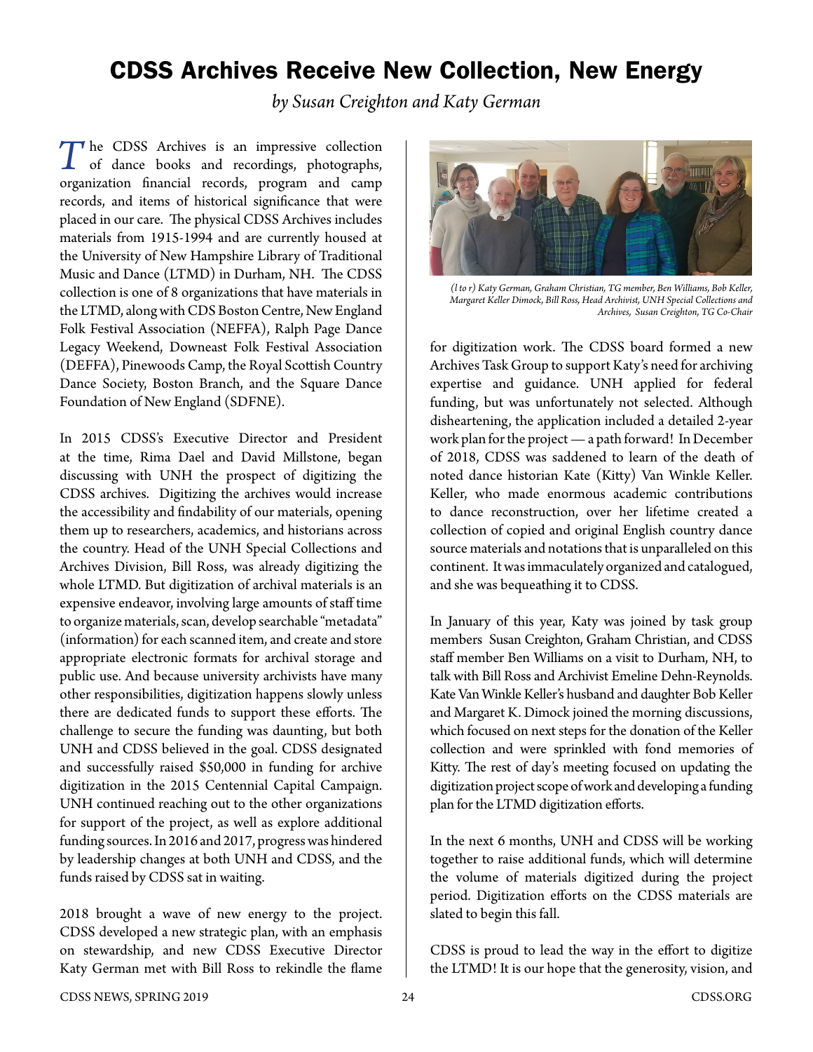# CDSS Archives Receive New Collection, New Energy

*by Susan Creighton and Katy German*

The CDSS Archives is an impressive collection of dance books and recordings, photographs, organization financial records, program and camp records, and items of historical significance that were placed in our care. The physical CDSS Archives includes materials from 1915-1994 and are currently housed at the University of New Hampshire Library of Traditional Music and Dance (LTMD) in Durham, NH. The CDSS collection is one of 8 organizations that have materials in the LTMD, along with CDS Boston Centre, New England Folk Festival Association (NEFFA), Ralph Page Dance Legacy Weekend, Downeast Folk Festival Association (DEFFA), Pinewoods Camp, the Royal Scottish Country Dance Society, Boston Branch, and the Square Dance Foundation of New England (SDFNE).

In 2015 CDSS's Executive Director and President at the time, Rima Dael and David Millstone, began discussing with UNH the prospect of digitizing the CDSS archives. Digitizing the archives would increase the accessibility and findability of our materials, opening them up to researchers, academics, and historians across the country. Head of the UNH Special Collections and Archives Division, Bill Ross, was already digitizing the whole LTMD. But digitization of archival materials is an expensive endeavor, involving large amounts of staff time to organize materials, scan, develop searchable "metadata" (information) for each scanned item, and create and store appropriate electronic formats for archival storage and public use. And because university archivists have many other responsibilities, digitization happens slowly unless there are dedicated funds to support these efforts. The challenge to secure the funding was daunting, but both UNH and CDSS believed in the goal. CDSS designated and successfully raised $50,000 in funding for archive digitization in the 2015 Centennial Capital Campaign. UNH continued reaching out to the other organizations for support of the project, as well as explore additional funding sources. In 2016 and 2017, progress was hindered by leadership changes at both UNH and CDSS, and the funds raised by CDSS sat in waiting.

2018 brought a wave of new energy to the project. CDSS developed a new strategic plan, with an emphasis on stewardship, and new CDSS Executive Director Katy German met with Bill Ross to rekindle the flame for digitization work. The CDSS board formed a new Archives Task Group to support Katy's need for archiving expertise and guidance. UNH applied for federal funding, but was unfortunately not selected. Although disheartening, the application included a detailed 2-year work plan for the project — a path forward! In December of 2018, CDSS was saddened to learn of the death of noted dance historian Kate (Kitty) Van Winkle Keller. Keller, who made enormous academic contributions to dance reconstruction, over her lifetime created a collection of copied and original English country dance source materials and notations that is unparalleled on this continent. It was immaculately organized and catalogued, and she was bequeathing it to CDSS.

*(l to r) Katy German, Graham Christian, TG member, Ben Williams, Bob Keller, Margaret Keller Dimock, Bill Ross, Head Archivist, UNH Special Collections and Archives, Susan Creighton, TG Co-Chair*

In January of this year, Katy was joined by task group members Susan Creighton, Graham Christian, and CDSS staff member Ben Williams on a visit to Durham, NH, to talk with Bill Ross and Archivist Emeline Dehn-Reynolds. Kate Van Winkle Keller's husband and daughter Bob Keller and Margaret K. Dimock joined the morning discussions, which focused on next steps for the donation of the Keller collection and were sprinkled with fond memories of Kitty. The rest of day's meeting focused on updating the digitization project scope of work and developing a funding plan for the LTMD digitization efforts.

In the next 6 months, UNH and CDSS will be working together to raise additional funds, which will determine the volume of materials digitized during the project period. Digitization efforts on the CDSS materials are slated to begin this fall.

CDSS is proud to lead the way in the effort to digitize the LTMD! It is our hope that the generosity, vision, and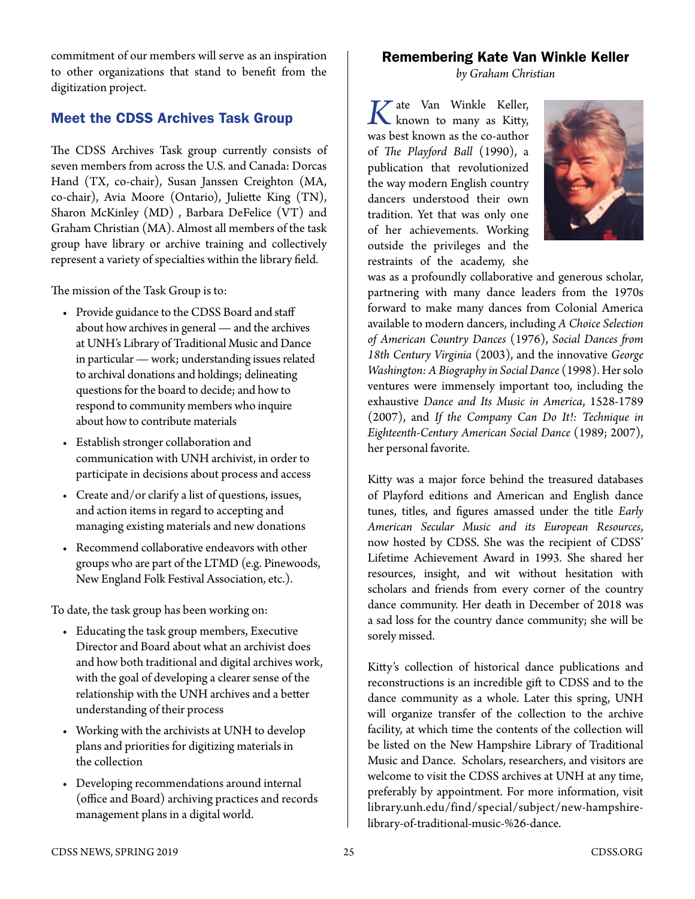commitment of our members will serve as an inspiration to other organizations that stand to benefit from the digitization project.

## Meet the CDSS Archives Task Group

The CDSS Archives Task group currently consists of seven members from across the U.S. and Canada: Dorcas Hand (TX, co-chair), Susan Janssen Creighton (MA, co-chair), Avia Moore (Ontario), Juliette King (TN), Sharon McKinley (MD) , Barbara DeFelice (VT) and Graham Christian (MA). Almost all members of the task group have library or archive training and collectively represent a variety of specialties within the library field.

The mission of the Task Group is to:

- Provide guidance to the CDSS Board and staff about how archives in general — and the archives at UNH's Library of Traditional Music and Dance in particular — work; understanding issues related to archival donations and holdings; delineating questions for the board to decide; and how to respond to community members who inquire about how to contribute materials
- Establish stronger collaboration and communication with UNH archivist, in order to participate in decisions about process and access
- Create and/or clarify a list of questions, issues, and action items in regard to accepting and managing existing materials and new donations
- Recommend collaborative endeavors with other groups who are part of the LTMD (e.g. Pinewoods, New England Folk Festival Association, etc.).

To date, the task group has been working on:

- Educating the task group members, Executive Director and Board about what an archivist does and how both traditional and digital archives work, with the goal of developing a clearer sense of the relationship with the UNH archives and a better understanding of their process
- Working with the archivists at UNH to develop plans and priorities for digitizing materials in the collection
- Developing recommendations around internal (office and Board) archiving practices and records management plans in a digital world.

## Remembering Kate Van Winkle Keller

*by Graham Christian*

Kate Van Winkle Keller, known to many as Kitty, was best known as the co-author of *The Playford Ball* (1990), a publication that revolutionized the way modern English country dancers understood their own tradition. Yet that was only one of her achievements. Working outside the privileges and the restraints of the academy, she was as a profoundly collaborative and generous scholar, partnering with many dance leaders from the 1970s forward to make many dances from Colonial America available to modern dancers, including *A Choice Selection of American Country Dances* (1976), *Social Dances from 18th Century Virginia* (2003), and the innovative *George Washington: A Biography in Social Dance* (1998). Her solo ventures were immensely important too, including the exhaustive *Dance and Its Music in America*, 1528-1789 (2007), and *If the Company Can Do It!: Technique in Eighteenth-Century American Social Dance* (1989; 2007), her personal favorite.

Kitty was a major force behind the treasured databases of Playford editions and American and English dance tunes, titles, and figures amassed under the title *Early American Secular Music and its European Resources*, now hosted by CDSS. She was the recipient of CDSS' Lifetime Achievement Award in 1993. She shared her resources, insight, and wit without hesitation with scholars and friends from every corner of the country dance community. Her death in December of 2018 was a sad loss for the country dance community; she will be sorely missed.

Kitty's collection of historical dance publications and reconstructions is an incredible gift to CDSS and to the dance community as a whole. Later this spring, UNH will organize transfer of the collection to the archive facility, at which time the contents of the collection will be listed on the New Hampshire Library of Traditional Music and Dance. Scholars, researchers, and visitors are welcome to visit the CDSS archives at UNH at any time, preferably by appointment. For more information, visit library.unh.edu/find/special/subject/new-hampshire-library-of-traditional-music-%26-dance.